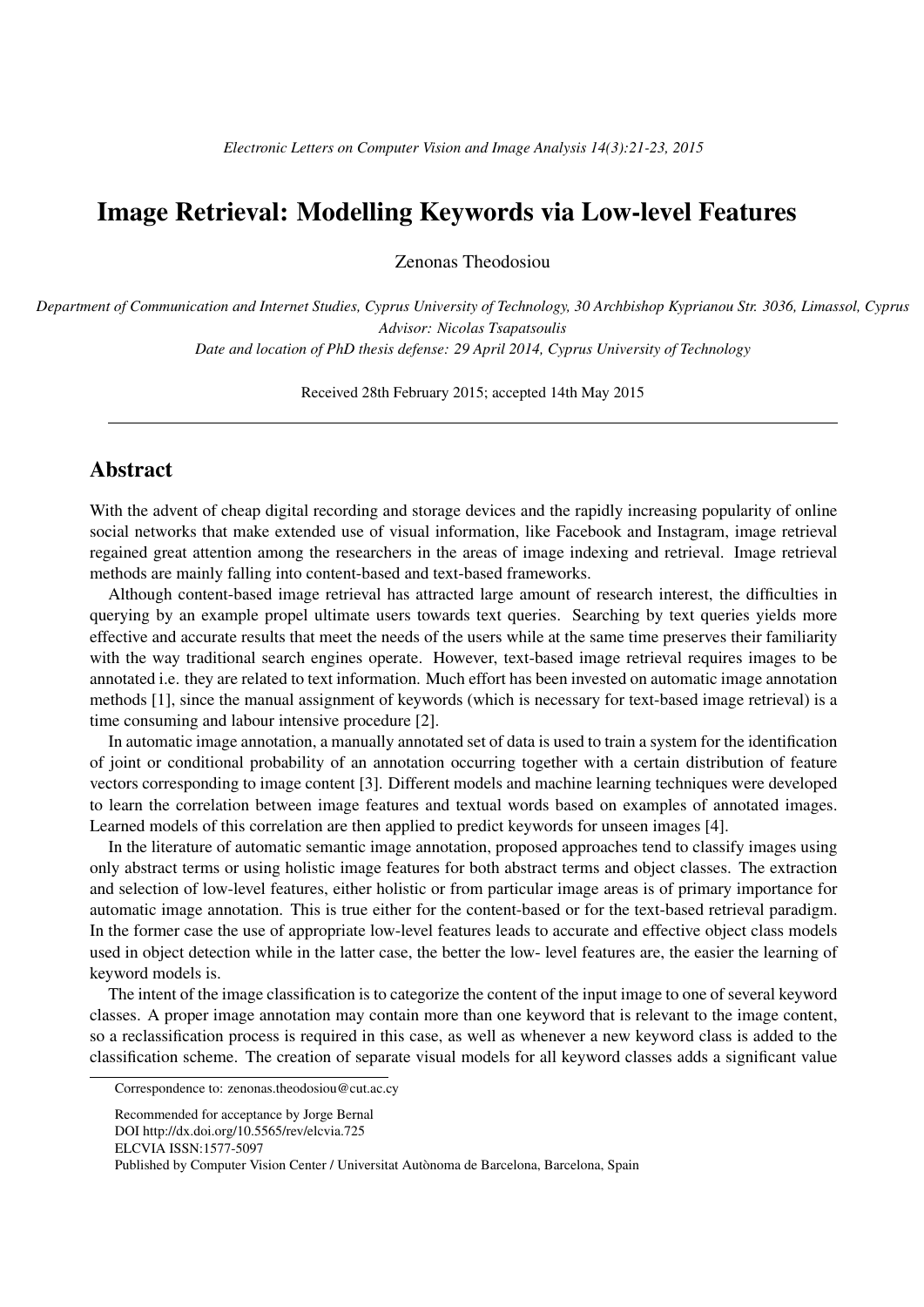# Image Retrieval: Modelling Keywords via Low-level Features

Zenonas Theodosiou

*Department of Communication and Internet Studies, Cyprus University of Technology, 30 Archbishop Kyprianou Str. 3036, Limassol, Cyprus*
*Advisor: Nicolas Tsapatsoulis*
*Date and location of PhD thesis defense: 29 April 2014, Cyprus University of Technology*

Received 28th February 2015; accepted 14th May 2015

---

## Abstract

With the advent of cheap digital recording and storage devices and the rapidly increasing popularity of online social networks that make extended use of visual information, like Facebook and Instagram, image retrieval regained great attention among the researchers in the areas of image indexing and retrieval. Image retrieval methods are mainly falling into content-based and text-based frameworks.

Although content-based image retrieval has attracted large amount of research interest, the difficulties in querying by an example propel ultimate users towards text queries. Searching by text queries yields more effective and accurate results that meet the needs of the users while at the same time preserves their familiarity with the way traditional search engines operate. However, text-based image retrieval requires images to be annotated i.e. they are related to text information. Much effort has been invested on automatic image annotation methods [1], since the manual assignment of keywords (which is necessary for text-based image retrieval) is a time consuming and labour intensive procedure [2].

In automatic image annotation, a manually annotated set of data is used to train a system for the identification of joint or conditional probability of an annotation occurring together with a certain distribution of feature vectors corresponding to image content [3]. Different models and machine learning techniques were developed to learn the correlation between image features and textual words based on examples of annotated images. Learned models of this correlation are then applied to predict keywords for unseen images [4].

In the literature of automatic semantic image annotation, proposed approaches tend to classify images using only abstract terms or using holistic image features for both abstract terms and object classes. The extraction and selection of low-level features, either holistic or from particular image areas is of primary importance for automatic image annotation. This is true either for the content-based or for the text-based retrieval paradigm. In the former case the use of appropriate low-level features leads to accurate and effective object class models used in object detection while in the latter case, the better the low- level features are, the easier the learning of keyword models is.

The intent of the image classification is to categorize the content of the input image to one of several keyword classes. A proper image annotation may contain more than one keyword that is relevant to the image content, so a reclassification process is required in this case, as well as whenever a new keyword class is added to the classification scheme. The creation of separate visual models for all keyword classes adds a significant value

---

Correspondence to: zenonas.theodosiou@cut.ac.cy

Recommended for acceptance by Jorge Bernal
DOI http://dx.doi.org/10.5565/rev/elcvia.725
ELCVIA ISSN:1577-5097
Published by Computer Vision Center / Universitat Autònoma de Barcelona, Barcelona, Spain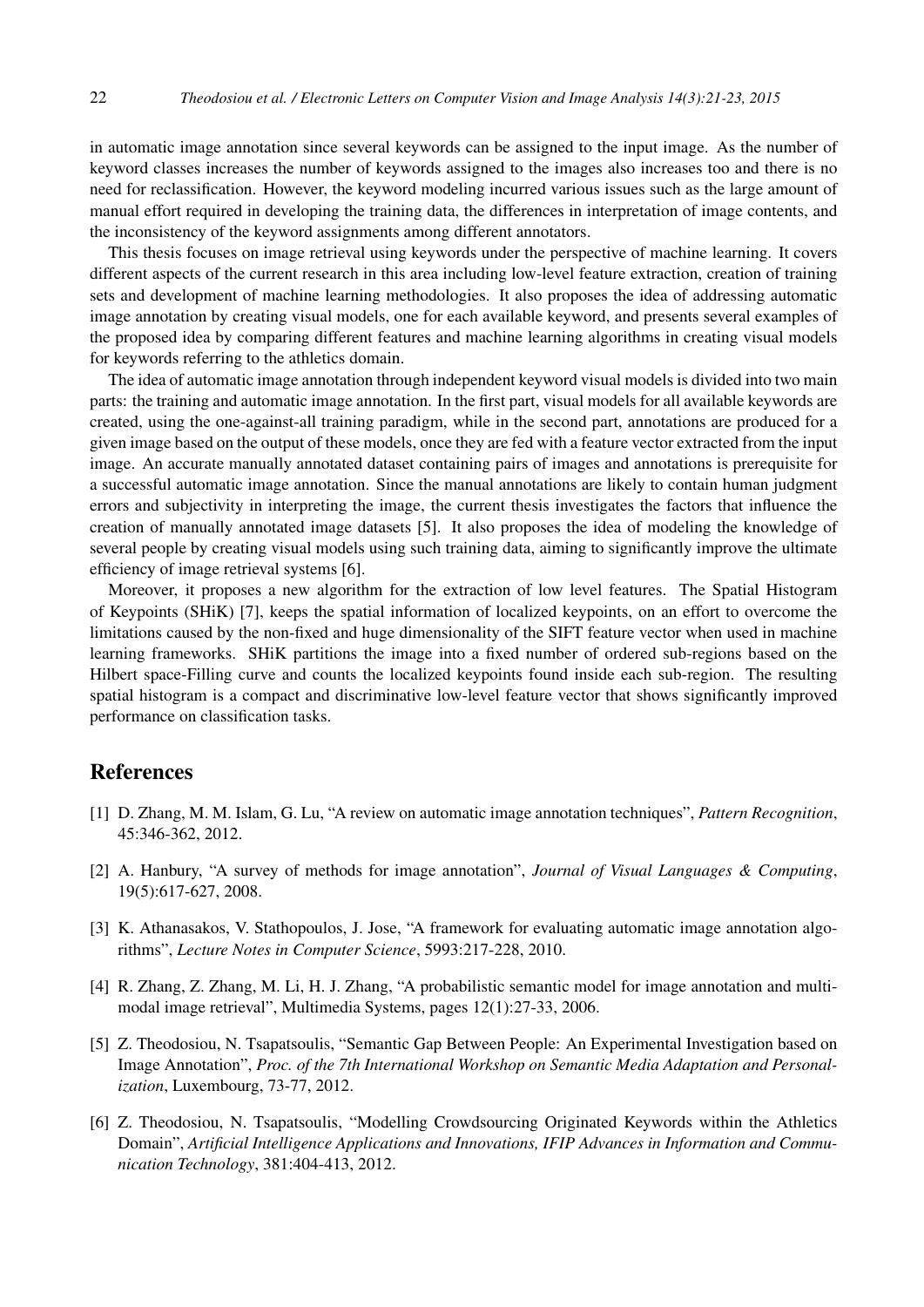in automatic image annotation since several keywords can be assigned to the input image. As the number of keyword classes increases the number of keywords assigned to the images also increases too and there is no need for reclassification. However, the keyword modeling incurred various issues such as the large amount of manual effort required in developing the training data, the differences in interpretation of image contents, and the inconsistency of the keyword assignments among different annotators.

This thesis focuses on image retrieval using keywords under the perspective of machine learning. It covers different aspects of the current research in this area including low-level feature extraction, creation of training sets and development of machine learning methodologies. It also proposes the idea of addressing automatic image annotation by creating visual models, one for each available keyword, and presents several examples of the proposed idea by comparing different features and machine learning algorithms in creating visual models for keywords referring to the athletics domain.

The idea of automatic image annotation through independent keyword visual models is divided into two main parts: the training and automatic image annotation. In the first part, visual models for all available keywords are created, using the one-against-all training paradigm, while in the second part, annotations are produced for a given image based on the output of these models, once they are fed with a feature vector extracted from the input image. An accurate manually annotated dataset containing pairs of images and annotations is prerequisite for a successful automatic image annotation. Since the manual annotations are likely to contain human judgment errors and subjectivity in interpreting the image, the current thesis investigates the factors that influence the creation of manually annotated image datasets [5]. It also proposes the idea of modeling the knowledge of several people by creating visual models using such training data, aiming to significantly improve the ultimate efficiency of image retrieval systems [6].

Moreover, it proposes a new algorithm for the extraction of low level features. The Spatial Histogram of Keypoints (SHiK) [7], keeps the spatial information of localized keypoints, on an effort to overcome the limitations caused by the non-fixed and huge dimensionality of the SIFT feature vector when used in machine learning frameworks. SHiK partitions the image into a fixed number of ordered sub-regions based on the Hilbert space-Filling curve and counts the localized keypoints found inside each sub-region. The resulting spatial histogram is a compact and discriminative low-level feature vector that shows significantly improved performance on classification tasks.

## References

[1] D. Zhang, M. M. Islam, G. Lu, "A review on automatic image annotation techniques", *Pattern Recognition*, 45:346-362, 2012.

[2] A. Hanbury, "A survey of methods for image annotation", *Journal of Visual Languages & Computing*, 19(5):617-627, 2008.

[3] K. Athanasakos, V. Stathopoulos, J. Jose, "A framework for evaluating automatic image annotation algorithms", *Lecture Notes in Computer Science*, 5993:217-228, 2010.

[4] R. Zhang, Z. Zhang, M. Li, H. J. Zhang, "A probabilistic semantic model for image annotation and multi-modal image retrieval", Multimedia Systems, pages 12(1):27-33, 2006.

[5] Z. Theodosiou, N. Tsapatsoulis, "Semantic Gap Between People: An Experimental Investigation based on Image Annotation", *Proc. of the 7th International Workshop on Semantic Media Adaptation and Personalization*, Luxembourg, 73-77, 2012.

[6] Z. Theodosiou, N. Tsapatsoulis, "Modelling Crowdsourcing Originated Keywords within the Athletics Domain", *Artificial Intelligence Applications and Innovations, IFIP Advances in Information and Communication Technology*, 381:404-413, 2012.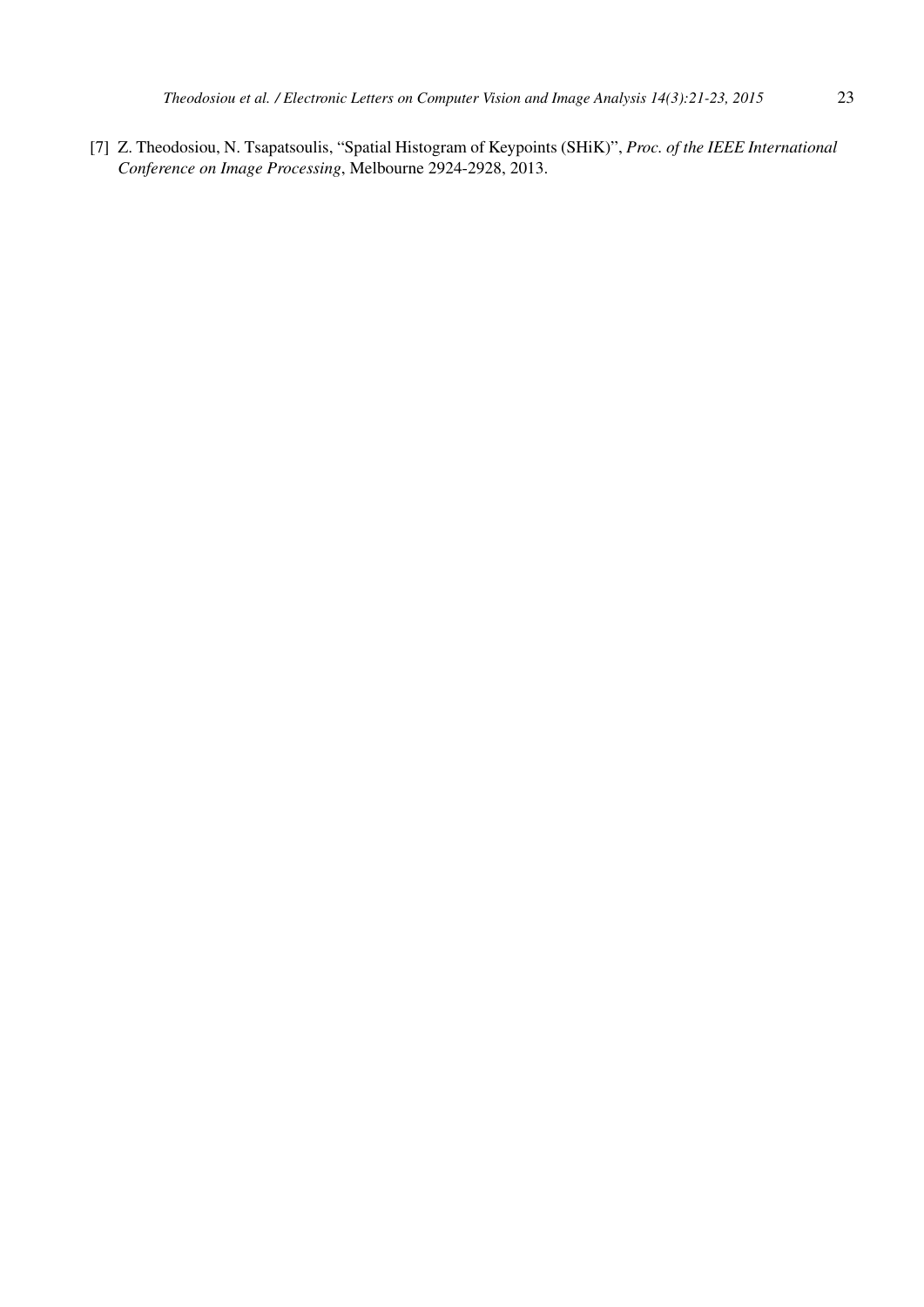[7] Z. Theodosiou, N. Tsapatsoulis, "Spatial Histogram of Keypoints (SHiK)", *Proc. of the IEEE International Conference on Image Processing*, Melbourne 2924-2928, 2013.